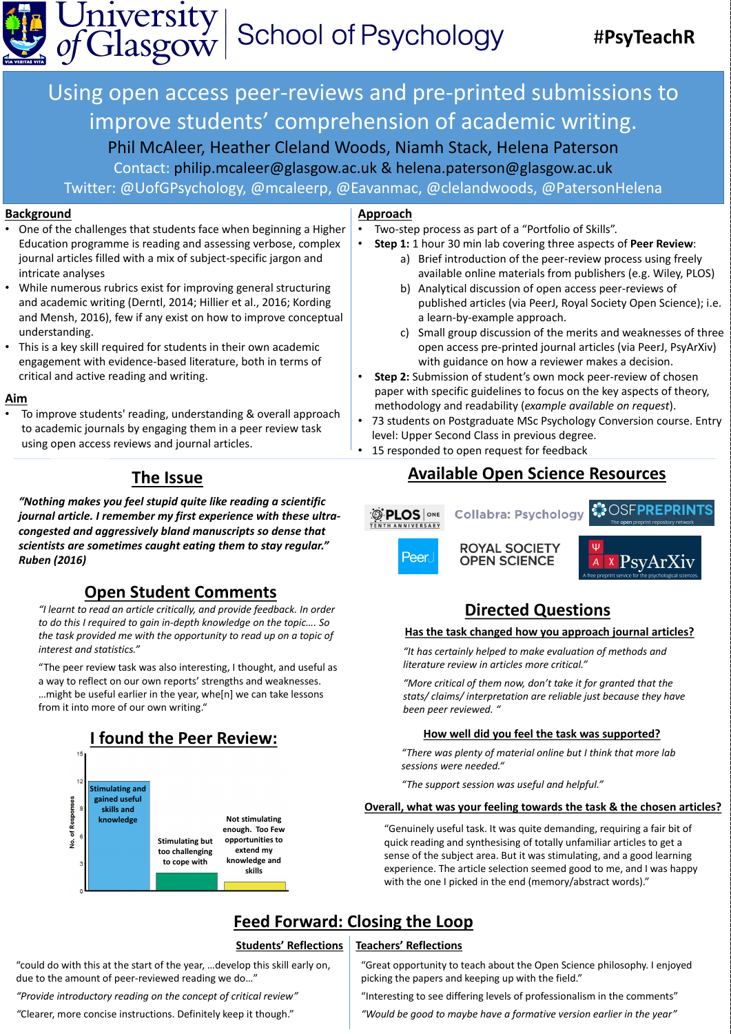University of Glasgow | School of Psychology | #PsyTeachR

# Using open access peer-reviews and pre-printed submissions to improve students' comprehension of academic writing.

Phil McAleer, Heather Cleland Woods, Niamh Stack, Helena Paterson

Contact: philip.mcaleer@glasgow.ac.uk & helena.paterson@glasgow.ac.uk

Twitter: @UofGPsychology, @mcaleerp, @Eavanmac, @clelandwoods, @PatersonHelena

## Background

- One of the challenges that students face when beginning a Higher Education programme is reading and assessing verbose, complex journal articles filled with a mix of subject-specific jargon and intricate analyses
- While numerous rubrics exist for improving general structuring and academic writing (Derntl, 2014; Hillier et al., 2016; Kording and Mensh, 2016), few if any exist on how to improve conceptual understanding.
- This is a key skill required for students in their own academic engagement with evidence-based literature, both in terms of critical and active reading and writing.

## Aim

- To improve students' reading, understanding & overall approach to academic journals by engaging them in a peer review task using open access reviews and journal articles.

## Approach

- Two-step process as part of a "Portfolio of Skills".
- **Step 1:** 1 hour 30 min lab covering three aspects of **Peer Review**:
  a) Brief introduction of the peer-review process using freely available online materials from publishers (e.g. Wiley, PLOS)
  b) Analytical discussion of open access peer-reviews of published articles (via PeerJ, Royal Society Open Science); i.e. a learn-by-example approach.
  c) Small group discussion of the merits and weaknesses of three open access pre-printed journal articles (via PeerJ, PsyArXiv) with guidance on how a reviewer makes a decision.
- **Step 2:** Submission of student's own mock peer-review of chosen paper with specific guidelines to focus on the key aspects of theory, methodology and readability (*example available on request*).
- 73 students on Postgraduate MSc Psychology Conversion course. Entry level: Upper Second Class in previous degree.
- 15 responded to open request for feedback

## The Issue

***"Nothing makes you feel stupid quite like reading a scientific journal article. I remember my first experience with these ultra-congested and aggressively bland manuscripts so dense that scientists are sometimes caught eating them to stay regular." Ruben (2016)***

## Open Student Comments

*"I learnt to read an article critically, and provide feedback. In order to do this I required to gain in-depth knowledge on the topic…. So the task provided me with the opportunity to read up on a topic of interest and statistics."*

"The peer review task was also interesting, I thought, and useful as a way to reflect on our own reports' strengths and weaknesses. …might be useful earlier in the year, whe[n] we can take lessons from it into more of our own writing."

## I found the Peer Review:

(Bar chart; y-axis: No. of Responses, 0–15)

- Stimulating and gained useful skills and knowledge
- Stimulating but too challenging to cope with
- Not stimulating enough. Too Few opportunities to extend my knowledge and skills

## Available Open Science Resources

PLOS ONE (Tenth Anniversary), Collabra: Psychology, OSF Preprints (The open preprint repository network), PeerJ, Royal Society Open Science, PsyArXiv (A free preprint service for the psychological sciences)

## Directed Questions

**Has the task changed how you approach journal articles?**

*"It has certainly helped to make evaluation of methods and literature review in articles more critical."*

*"More critical of them now, don't take it for granted that the stats/ claims/ interpretation are reliable just because they have been peer reviewed. "*

**How well did you feel the task was supported?**

*"There was plenty of material online but I think that more lab sessions were needed."*

*"The support session was useful and helpful."*

**Overall, what was your feeling towards the task & the chosen articles?**

"Genuinely useful task. It was quite demanding, requiring a fair bit of quick reading and synthesising of totally unfamiliar articles to get a sense of the subject area. But it was stimulating, and a good learning experience. The article selection seemed good to me, and I was happy with the one I picked in the end (memory/abstract words)."

## Feed Forward: Closing the Loop

**Students' Reflections**

"could do with this at the start of the year, …develop this skill early on, due to the amount of peer-reviewed reading we do…"

*"Provide introductory reading on the concept of critical review"*

"Clearer, more concise instructions. Definitely keep it though."

**Teachers' Reflections**

"Great opportunity to teach about the Open Science philosophy. I enjoyed picking the papers and keeping up with the field."

"Interesting to see differing levels of professionalism in the comments"

*"Would be good to maybe have a formative version earlier in the year"*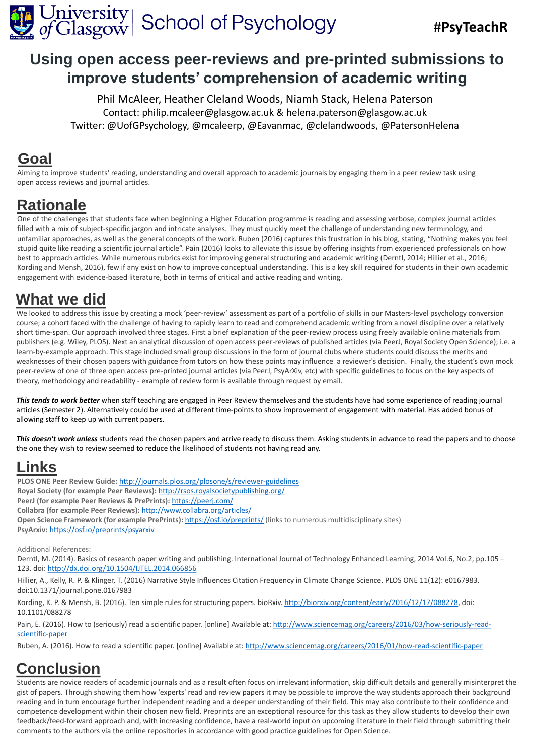University of Glasgow | School of Psychology

#PsyTeachR

# Using open access peer-reviews and pre-printed submissions to improve students' comprehension of academic writing

Phil McAleer, Heather Cleland Woods, Niamh Stack, Helena Paterson

Contact: philip.mcaleer@glasgow.ac.uk & helena.paterson@glasgow.ac.uk

Twitter: @UofGPsychology, @mcaleerp, @Eavanmac, @clelandwoods, @PatersonHelena

## Goal

Aiming to improve students' reading, understanding and overall approach to academic journals by engaging them in a peer review task using open access reviews and journal articles.

## Rationale

One of the challenges that students face when beginning a Higher Education programme is reading and assessing verbose, complex journal articles filled with a mix of subject-specific jargon and intricate analyses. They must quickly meet the challenge of understanding new terminology, and unfamiliar approaches, as well as the general concepts of the work. Ruben (2016) captures this frustration in his blog, stating, "Nothing makes you feel stupid quite like reading a scientific journal article". Pain (2016) looks to alleviate this issue by offering insights from experienced professionals on how best to approach articles. While numerous rubrics exist for improving general structuring and academic writing (Derntl, 2014; Hillier et al., 2016; Kording and Mensh, 2016), few if any exist on how to improve conceptual understanding. This is a key skill required for students in their own academic engagement with evidence-based literature, both in terms of critical and active reading and writing.

## What we did

We looked to address this issue by creating a mock 'peer-review' assessment as part of a portfolio of skills in our Masters-level psychology conversion course; a cohort faced with the challenge of having to rapidly learn to read and comprehend academic writing from a novel discipline over a relatively short time-span. Our approach involved three stages. First a brief explanation of the peer-review process using freely available online materials from publishers (e.g. Wiley, PLOS). Next an analytical discussion of open access peer-reviews of published articles (via PeerJ, Royal Society Open Science); i.e. a learn-by-example approach. This stage included small group discussions in the form of journal clubs where students could discuss the merits and weaknesses of their chosen papers with guidance from tutors on how these points may influence a reviewer's decision. Finally, the student's own mock peer-review of one of three open access pre-printed journal articles (via PeerJ, PsyArXiv, etc) with specific guidelines to focus on the key aspects of theory, methodology and readability - example of review form is available through request by email.

***This tends to work better*** when staff teaching are engaged in Peer Review themselves and the students have had some experience of reading journal articles (Semester 2). Alternatively could be used at different time-points to show improvement of engagement with material. Has added bonus of allowing staff to keep up with current papers.

***This doesn't work unless*** students read the chosen papers and arrive ready to discuss them. Asking students in advance to read the papers and to choose the one they wish to review seemed to reduce the likelihood of students not having read any.

## Links

**PLOS ONE Peer Review Guide:** http://journals.plos.org/plosone/s/reviewer-guidelines
**Royal Society (for example Peer Reviews):** http://rsos.royalsocietypublishing.org/
**PeerJ (for example Peer Reviews & PrePrints):** https://peerj.com/
**Collabra (for example Peer Reviews):** http://www.collabra.org/articles/
**Open Science Framework (for example PrePrints):** https://osf.io/preprints/ (links to numerous multidisciplinary sites)
**PsyArxiv:** https://osf.io/preprints/psyarxiv

Additional References:

Derntl, M. (2014). Basics of research paper writing and publishing. International Journal of Technology Enhanced Learning, 2014 Vol.6, No.2, pp.105 – 123. doi: http://dx.doi.org/10.1504/IJTEL.2014.066856

Hillier, A., Kelly, R. P. & Klinger, T. (2016) Narrative Style Influences Citation Frequency in Climate Change Science. PLOS ONE 11(12): e0167983. doi:10.1371/journal.pone.0167983

Kording, K. P. & Mensh, B. (2016). Ten simple rules for structuring papers. bioRxiv. http://biorxiv.org/content/early/2016/12/17/088278, doi: 10.1101/088278

Pain, E. (2016). How to (seriously) read a scientific paper. [online] Available at: http://www.sciencemag.org/careers/2016/03/how-seriously-read-scientific-paper

Ruben, A. (2016). How to read a scientific paper. [online] Available at: http://www.sciencemag.org/careers/2016/01/how-read-scientific-paper

## Conclusion

Students are novice readers of academic journals and as a result often focus on irrelevant information, skip difficult details and generally misinterpret the gist of papers. Through showing them how 'experts' read and review papers it may be possible to improve the way students approach their background reading and in turn encourage further independent reading and a deeper understanding of their field. This may also contribute to their confidence and competence development within their chosen new field. Preprints are an exceptional resource for this task as they allow students to develop their own feedback/feed-forward approach and, with increasing confidence, have a real-world input on upcoming literature in their field through submitting their comments to the authors via the online repositories in accordance with good practice guidelines for Open Science.